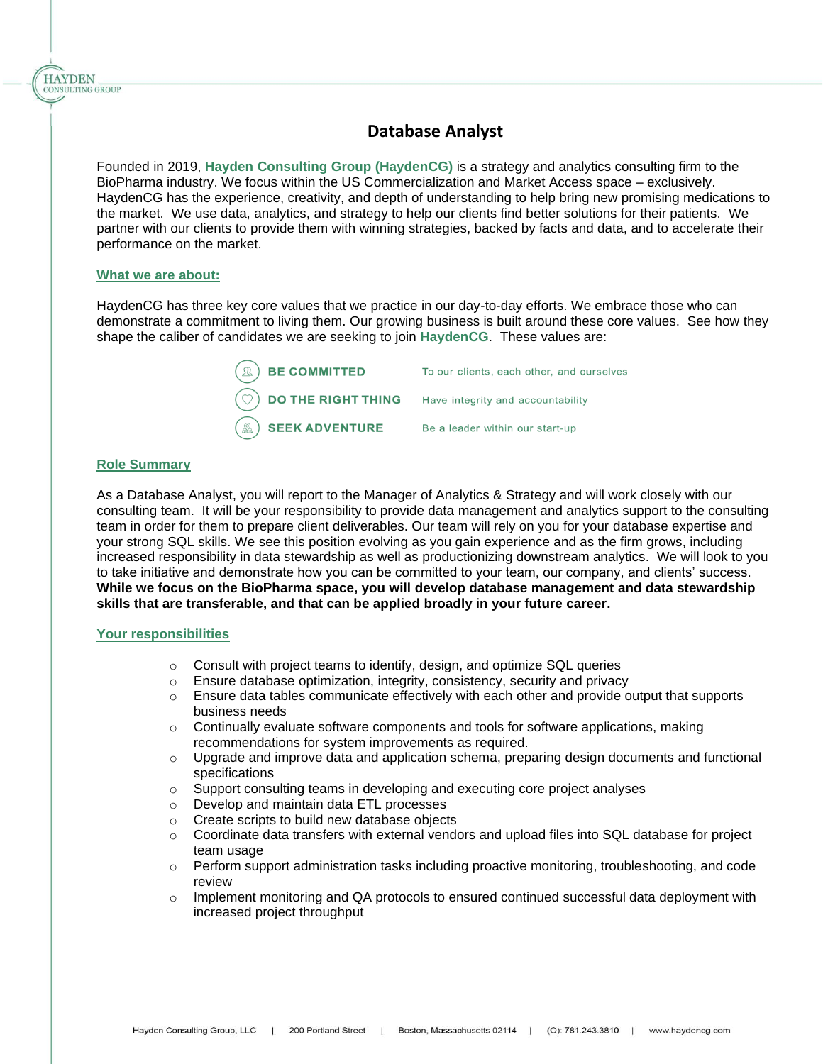# Database Analyst

Founded in 2019, **Hayden Consulting Group (HaydenCG)** is a strategy and analytics consulting firm to the BioPharma industry. We focus within the US Commercialization and Market Access space – exclusively. HaydenCG has the experience, creativity, and depth of understanding to help bring new promising medications to the market. We use data, analytics, and strategy to help our clients find better solutions for their patients. We partner with our clients to provide them with winning strategies, backed by facts and data, and to accelerate their performance on the market.

## What we are about:

HaydenCG has three key core values that we practice in our day-to-day efforts. We embrace those who can demonstrate a commitment to living them. Our growing business is built around these core values. See how they shape the caliber of candidates we are seeking to join **HaydenCG**. These values are:

| | |
|---|---|
| **BE COMMITTED** | To our clients, each other, and ourselves |
| **DO THE RIGHT THING** | Have integrity and accountability |
| **SEEK ADVENTURE** | Be a leader within our start-up |

## Role Summary

As a Database Analyst, you will report to the Manager of Analytics & Strategy and will work closely with our consulting team. It will be your responsibility to provide data management and analytics support to the consulting team in order for them to prepare client deliverables. Our team will rely on you for your database expertise and your strong SQL skills. We see this position evolving as you gain experience and as the firm grows, including increased responsibility in data stewardship as well as productionizing downstream analytics. We will look to you to take initiative and demonstrate how you can be committed to your team, our company, and clients' success. **While we focus on the BioPharma space, you will develop database management and data stewardship skills that are transferable, and that can be applied broadly in your future career.**

## Your responsibilities

- Consult with project teams to identify, design, and optimize SQL queries
- Ensure database optimization, integrity, consistency, security and privacy
- Ensure data tables communicate effectively with each other and provide output that supports business needs
- Continually evaluate software components and tools for software applications, making recommendations for system improvements as required.
- Upgrade and improve data and application schema, preparing design documents and functional specifications
- Support consulting teams in developing and executing core project analyses
- Develop and maintain data ETL processes
- Create scripts to build new database objects
- Coordinate data transfers with external vendors and upload files into SQL database for project team usage
- Perform support administration tasks including proactive monitoring, troubleshooting, and code review
- Implement monitoring and QA protocols to ensured continued successful data deployment with increased project throughput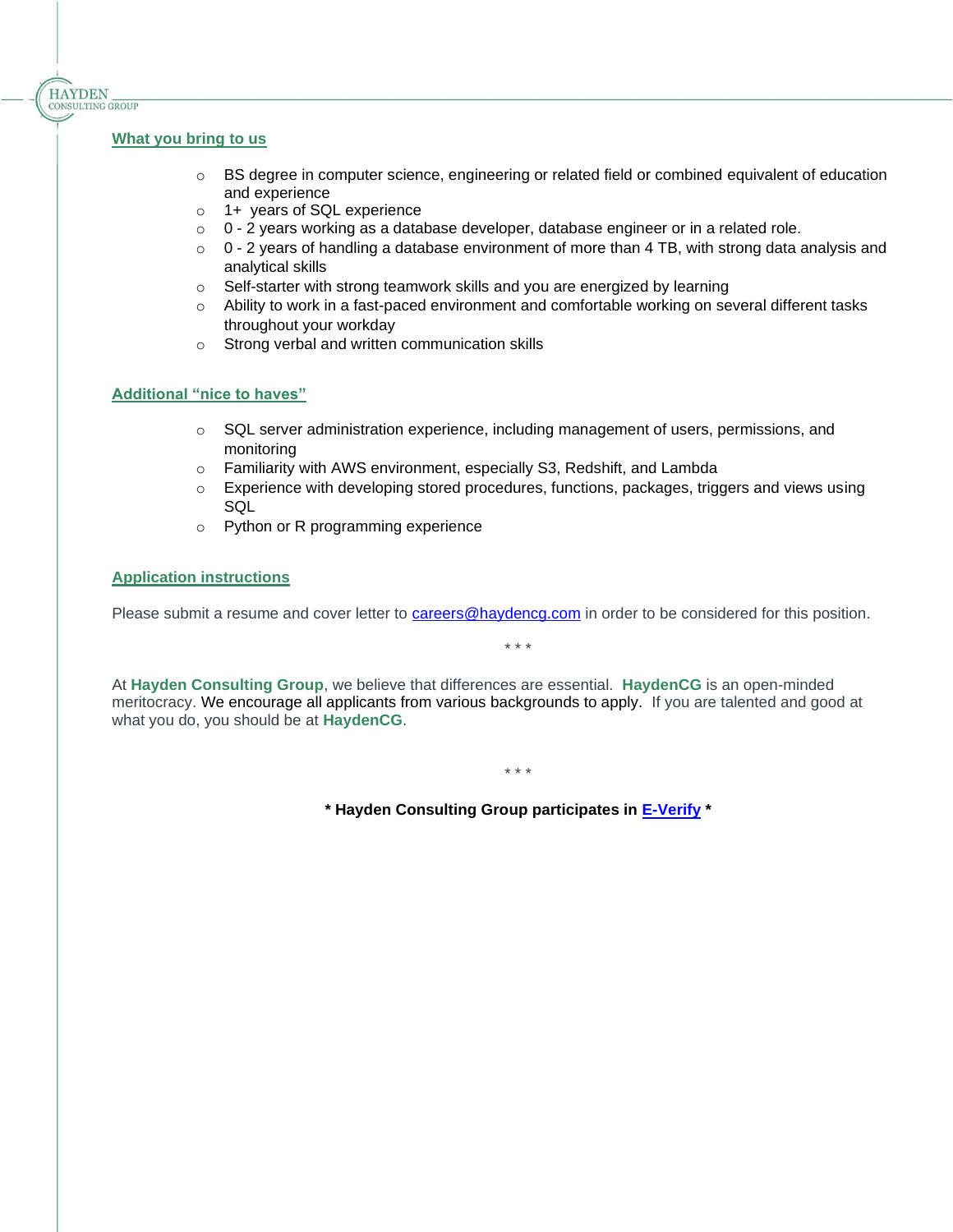## What you bring to us

- BS degree in computer science, engineering or related field or combined equivalent of education and experience
- 1+ years of SQL experience
- 0 - 2 years working as a database developer, database engineer or in a related role.
- 0 - 2 years of handling a database environment of more than 4 TB, with strong data analysis and analytical skills
- Self-starter with strong teamwork skills and you are energized by learning
- Ability to work in a fast-paced environment and comfortable working on several different tasks throughout your workday
- Strong verbal and written communication skills

## Additional “nice to haves”

- SQL server administration experience, including management of users, permissions, and monitoring
- Familiarity with AWS environment, especially S3, Redshift, and Lambda
- Experience with developing stored procedures, functions, packages, triggers and views using SQL
- Python or R programming experience

## Application instructions

Please submit a resume and cover letter to careers@haydencg.com in order to be considered for this position.

* * *

At **Hayden Consulting Group**, we believe that differences are essential. **HaydenCG** is an open-minded meritocracy. We encourage all applicants from various backgrounds to apply. If you are talented and good at what you do, you should be at **HaydenCG**.

* * *

**\* Hayden Consulting Group participates in E-Verify \***